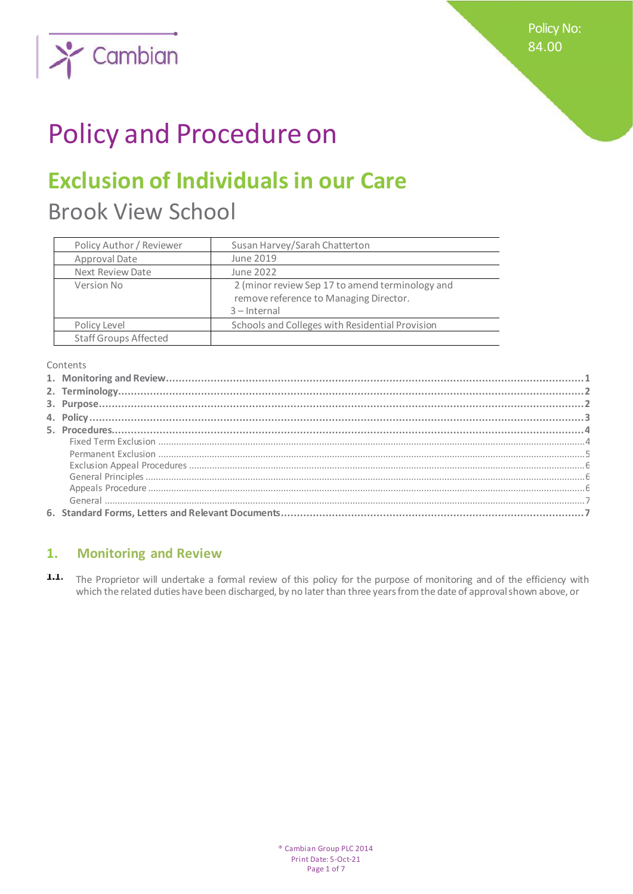Policy No: 84.00

# Policy and Procedure on

## Exclusion of Individuals in our Care

Brook View School

| Policy Author / Reviewer | Susan Harvey/Sarah Chatterton |
|---|---|
| Approval Date | June 2019 |
| Next Review Date | June 2022 |
| Version No | 2 (minor review Sep 17 to amend terminology and remove reference to Managing Director.<br>3 – Internal |
| Policy Level | Schools and Colleges with Residential Provision |
| Staff Groups Affected | |

Contents

1. Monitoring and Review ..... 1
2. Terminology ..... 2
3. Purpose ..... 2
4. Policy ..... 3
5. Procedures ..... 4
   - Fixed Term Exclusion ..... 4
   - Permanent Exclusion ..... 5
   - Exclusion Appeal Procedures ..... 6
   - General Principles ..... 6
   - Appeals Procedure ..... 6
   - General ..... 7
6. Standard Forms, Letters and Relevant Documents ..... 7

## 1. Monitoring and Review

1.1. The Proprietor will undertake a formal review of this policy for the purpose of monitoring and of the efficiency with which the related duties have been discharged, by no later than three years from the date of approval shown above, or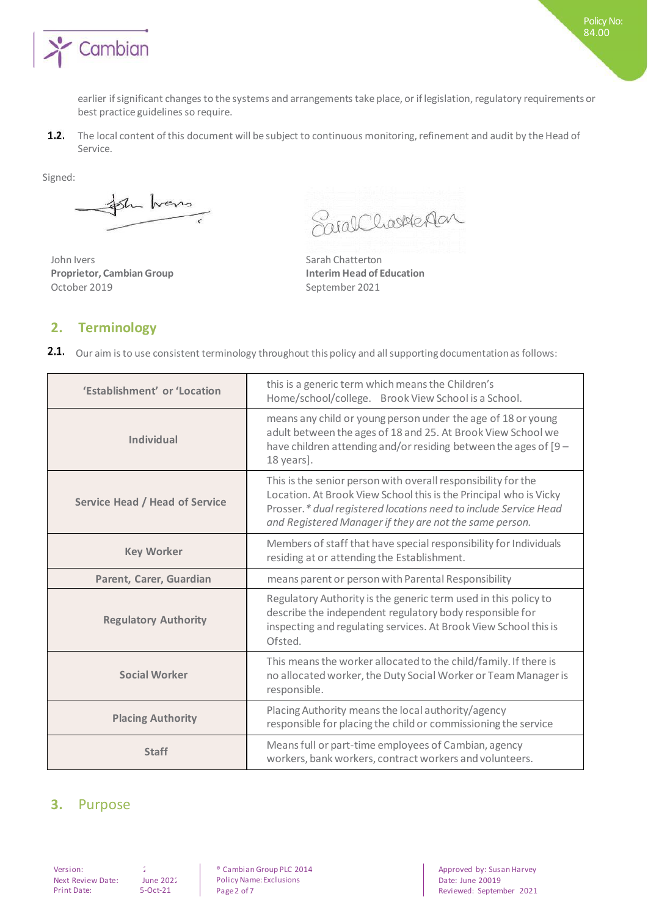earlier if significant changes to the systems and arrangements take place, or if legislation, regulatory requirements or best practice guidelines so require.

**1.2.** The local content of this document will be subject to continuous monitoring, refinement and audit by the Head of Service.

Signed:

John Ivers
**Proprietor, Cambian Group**
October 2019

Sarah Chatterton
**Interim Head of Education**
September 2021

## 2. Terminology

**2.1.** Our aim is to use consistent terminology throughout this policy and all supporting documentation as follows:

| | |
|---|---|
| **'Establishment' or 'Location** | this is a generic term which means the Children's Home/school/college. Brook View School is a School. |
| **Individual** | means any child or young person under the age of 18 or young adult between the ages of 18 and 25. At Brook View School we have children attending and/or residing between the ages of [9 – 18 years]. |
| **Service Head / Head of Service** | This is the senior person with overall responsibility for the Location. At Brook View School this is the Principal who is Vicky Prosser. *\* dual registered locations need to include Service Head and Registered Manager if they are not the same person.* |
| **Key Worker** | Members of staff that have special responsibility for Individuals residing at or attending the Establishment. |
| **Parent, Carer, Guardian** | means parent or person with Parental Responsibility |
| **Regulatory Authority** | Regulatory Authority is the generic term used in this policy to describe the independent regulatory body responsible for inspecting and regulating services. At Brook View School this is Ofsted. |
| **Social Worker** | This means the worker allocated to the child/family. If there is no allocated worker, the Duty Social Worker or Team Manager is responsible. |
| **Placing Authority** | Placing Authority means the local authority/agency responsible for placing the child or commissioning the service |
| **Staff** | Means full or part-time employees of Cambian, agency workers, bank workers, contract workers and volunteers. |

## 3. Purpose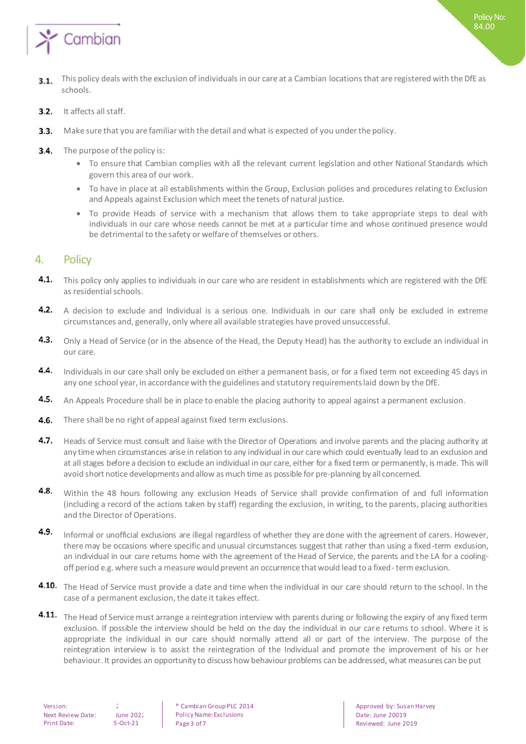3.1. This policy deals with the exclusion of individuals in our care at a Cambian locations that are registered with the DfE as schools.

3.2. It affects all staff.

3.3. Make sure that you are familiar with the detail and what is expected of you under the policy.

3.4. The purpose of the policy is:

- To ensure that Cambian complies with all the relevant current legislation and other National Standards which govern this area of our work.
- To have in place at all establishments within the Group, Exclusion policies and procedures relating to Exclusion and Appeals against Exclusion which meet the tenets of natural justice.
- To provide Heads of service with a mechanism that allows them to take appropriate steps to deal with individuals in our care whose needs cannot be met at a particular time and whose continued presence would be detrimental to the safety or welfare of themselves or others.

## 4. Policy

4.1. This policy only applies to individuals in our care who are resident in establishments which are registered with the DfE as residential schools.

4.2. A decision to exclude and Individual is a serious one. Individuals in our care shall only be excluded in extreme circumstances and, generally, only where all available strategies have proved unsuccessful.

4.3. Only a Head of Service (or in the absence of the Head, the Deputy Head) has the authority to exclude an individual in our care.

4.4. Individuals in our care shall only be excluded on either a permanent basis, or for a fixed term not exceeding 45 days in any one school year, in accordance with the guidelines and statutory requirements laid down by the DfE.

4.5. An Appeals Procedure shall be in place to enable the placing authority to appeal against a permanent exclusion.

4.6. There shall be no right of appeal against fixed term exclusions.

4.7. Heads of Service must consult and liaise with the Director of Operations and involve parents and the placing authority at any time when circumstances arise in relation to any individual in our care which could eventually lead to an exclusion and at all stages before a decision to exclude an individual in our care, either for a fixed term or permanently, is made. This will avoid short notice developments and allow as much time as possible for pre-planning by all concerned.

4.8. Within the 48 hours following any exclusion Heads of Service shall provide confirmation of and full information (including a record of the actions taken by staff) regarding the exclusion, in writing, to the parents, placing authorities and the Director of Operations.

4.9. Informal or unofficial exclusions are illegal regardless of whether they are done with the agreement of carers. However, there may be occasions where specific and unusual circumstances suggest that rather than using a fixed-term exclusion, an individual in our care returns home with the agreement of the Head of Service, the parents and the LA for a cooling-off period e.g. where such a measure would prevent an occurrence that would lead to a fixed-term exclusion.

4.10. The Head of Service must provide a date and time when the individual in our care should return to the school. In the case of a permanent exclusion, the date it takes effect.

4.11. The Head of Service must arrange a reintegration interview with parents during or following the expiry of any fixed term exclusion. If possible the interview should be held on the day the individual in our care returns to school. Where it is appropriate the individual in our care should normally attend all or part of the interview. The purpose of the reintegration interview is to assist the reintegration of the Individual and promote the improvement of his or her behaviour. It provides an opportunity to discuss how behaviour problems can be addressed, what measures can be put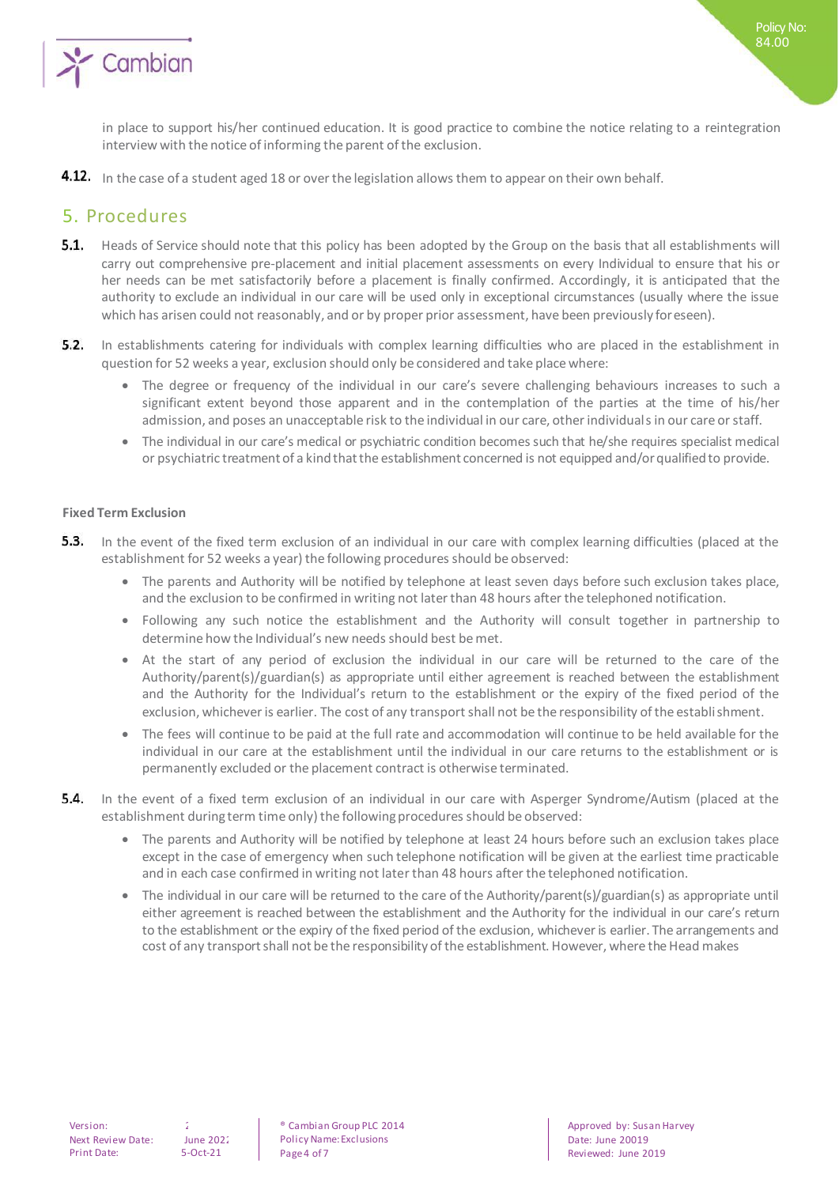in place to support his/her continued education. It is good practice to combine the notice relating to a reintegration interview with the notice of informing the parent of the exclusion.

**4.12.** In the case of a student aged 18 or over the legislation allows them to appear on their own behalf.

## 5. Procedures

**5.1.** Heads of Service should note that this policy has been adopted by the Group on the basis that all establishments will carry out comprehensive pre-placement and initial placement assessments on every Individual to ensure that his or her needs can be met satisfactorily before a placement is finally confirmed. Accordingly, it is anticipated that the authority to exclude an individual in our care will be used only in exceptional circumstances (usually where the issue which has arisen could not reasonably, and or by proper prior assessment, have been previously foreseen).

**5.2.** In establishments catering for individuals with complex learning difficulties who are placed in the establishment in question for 52 weeks a year, exclusion should only be considered and take place where:

- The degree or frequency of the individual in our care's severe challenging behaviours increases to such a significant extent beyond those apparent and in the contemplation of the parties at the time of his/her admission, and poses an unacceptable risk to the individual in our care, other individuals in our care or staff.
- The individual in our care's medical or psychiatric condition becomes such that he/she requires specialist medical or psychiatric treatment of a kind that the establishment concerned is not equipped and/or qualified to provide.

#### Fixed Term Exclusion

**5.3.** In the event of the fixed term exclusion of an individual in our care with complex learning difficulties (placed at the establishment for 52 weeks a year) the following procedures should be observed:

- The parents and Authority will be notified by telephone at least seven days before such exclusion takes place, and the exclusion to be confirmed in writing not later than 48 hours after the telephoned notification.
- Following any such notice the establishment and the Authority will consult together in partnership to determine how the Individual's new needs should best be met.
- At the start of any period of exclusion the individual in our care will be returned to the care of the Authority/parent(s)/guardian(s) as appropriate until either agreement is reached between the establishment and the Authority for the Individual's return to the establishment or the expiry of the fixed period of the exclusion, whichever is earlier. The cost of any transport shall not be the responsibility of the establishment.
- The fees will continue to be paid at the full rate and accommodation will continue to be held available for the individual in our care at the establishment until the individual in our care returns to the establishment or is permanently excluded or the placement contract is otherwise terminated.

**5.4.** In the event of a fixed term exclusion of an individual in our care with Asperger Syndrome/Autism (placed at the establishment during term time only) the following procedures should be observed:

- The parents and Authority will be notified by telephone at least 24 hours before such an exclusion takes place except in the case of emergency when such telephone notification will be given at the earliest time practicable and in each case confirmed in writing not later than 48 hours after the telephoned notification.
- The individual in our care will be returned to the care of the Authority/parent(s)/guardian(s) as appropriate until either agreement is reached between the establishment and the Authority for the individual in our care's return to the establishment or the expiry of the fixed period of the exclusion, whichever is earlier. The arrangements and cost of any transport shall not be the responsibility of the establishment. However, where the Head makes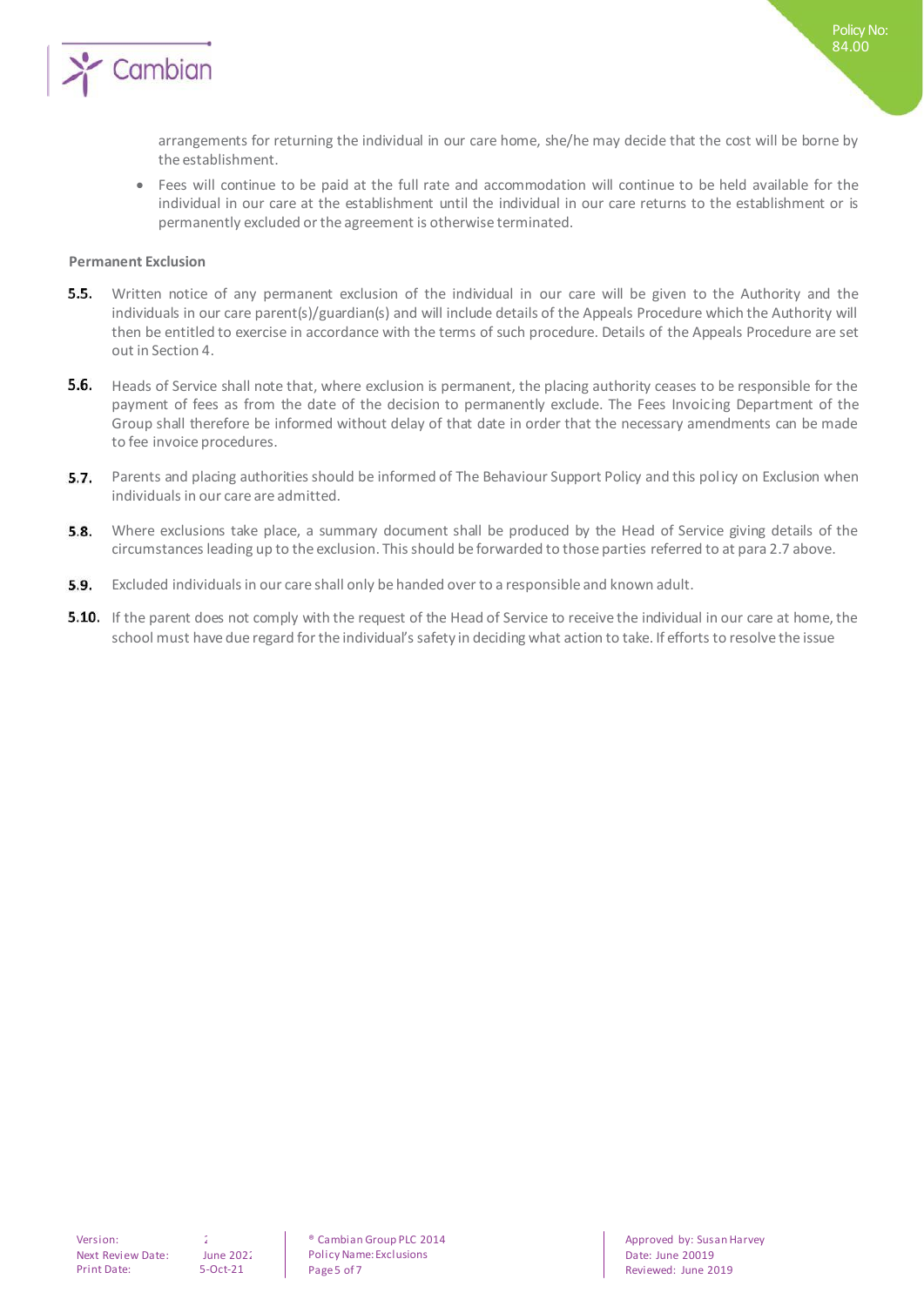arrangements for returning the individual in our care home, she/he may decide that the cost will be borne by the establishment.

- Fees will continue to be paid at the full rate and accommodation will continue to be held available for the individual in our care at the establishment until the individual in our care returns to the establishment or is permanently excluded or the agreement is otherwise terminated.

**Permanent Exclusion**

**5.5.** Written notice of any permanent exclusion of the individual in our care will be given to the Authority and the individuals in our care parent(s)/guardian(s) and will include details of the Appeals Procedure which the Authority will then be entitled to exercise in accordance with the terms of such procedure. Details of the Appeals Procedure are set out in Section 4.

**5.6.** Heads of Service shall note that, where exclusion is permanent, the placing authority ceases to be responsible for the payment of fees as from the date of the decision to permanently exclude. The Fees Invoicing Department of the Group shall therefore be informed without delay of that date in order that the necessary amendments can be made to fee invoice procedures.

**5.7.** Parents and placing authorities should be informed of The Behaviour Support Policy and this policy on Exclusion when individuals in our care are admitted.

**5.8.** Where exclusions take place, a summary document shall be produced by the Head of Service giving details of the circumstances leading up to the exclusion. This should be forwarded to those parties referred to at para 2.7 above.

**5.9.** Excluded individuals in our care shall only be handed over to a responsible and known adult.

**5.10.** If the parent does not comply with the request of the Head of Service to receive the individual in our care at home, the school must have due regard for the individual's safety in deciding what action to take. If efforts to resolve the issue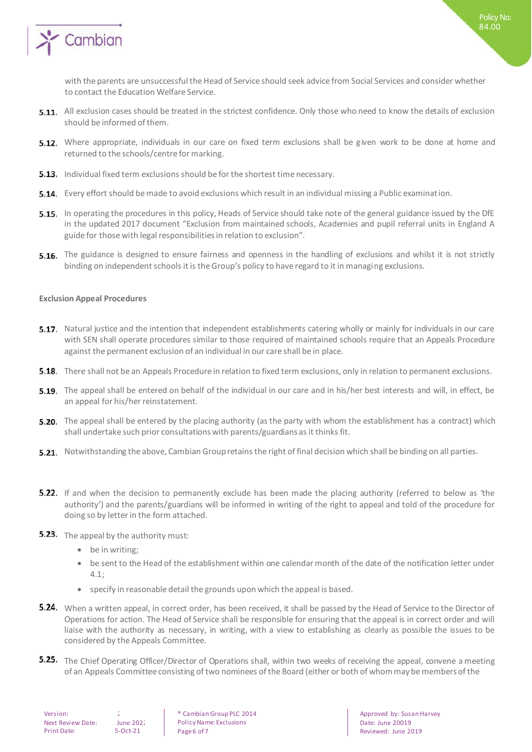with the parents are unsuccessful the Head of Service should seek advice from Social Services and consider whether to contact the Education Welfare Service.

5.11. All exclusion cases should be treated in the strictest confidence. Only those who need to know the details of exclusion should be informed of them.

5.12. Where appropriate, individuals in our care on fixed term exclusions shall be given work to be done at home and returned to the schools/centre for marking.

5.13. Individual fixed term exclusions should be for the shortest time necessary.

5.14. Every effort should be made to avoid exclusions which result in an individual missing a Public examination.

5.15. In operating the procedures in this policy, Heads of Service should take note of the general guidance issued by the DfE in the updated 2017 document "Exclusion from maintained schools, Academies and pupil referral units in England A guide for those with legal responsibilities in relation to exclusion".

5.16. The guidance is designed to ensure fairness and openness in the handling of exclusions and whilst it is not strictly binding on independent schools it is the Group's policy to have regard to it in managing exclusions.

**Exclusion Appeal Procedures**

5.17. Natural justice and the intention that independent establishments catering wholly or mainly for individuals in our care with SEN shall operate procedures similar to those required of maintained schools require that an Appeals Procedure against the permanent exclusion of an individual in our care shall be in place.

5.18. There shall not be an Appeals Procedure in relation to fixed term exclusions, only in relation to permanent exclusions.

5.19. The appeal shall be entered on behalf of the individual in our care and in his/her best interests and will, in effect, be an appeal for his/her reinstatement.

5.20. The appeal shall be entered by the placing authority (as the party with whom the establishment has a contract) which shall undertake such prior consultations with parents/guardians as it thinks fit.

5.21. Notwithstanding the above, Cambian Group retains the right of final decision which shall be binding on all parties.

5.22. If and when the decision to permanently exclude has been made the placing authority (referred to below as 'the authority') and the parents/guardians will be informed in writing of the right to appeal and told of the procedure for doing so by letter in the form attached.

5.23. The appeal by the authority must:

- be in writing;
- be sent to the Head of the establishment within one calendar month of the date of the notification letter under 4.1;
- specify in reasonable detail the grounds upon which the appeal is based.

5.24. When a written appeal, in correct order, has been received, it shall be passed by the Head of Service to the Director of Operations for action. The Head of Service shall be responsible for ensuring that the appeal is in correct order and will liaise with the authority as necessary, in writing, with a view to establishing as clearly as possible the issues to be considered by the Appeals Committee.

5.25. The Chief Operating Officer/Director of Operations shall, within two weeks of receiving the appeal, convene a meeting of an Appeals Committee consisting of two nominees of the Board (either or both of whom may be members of the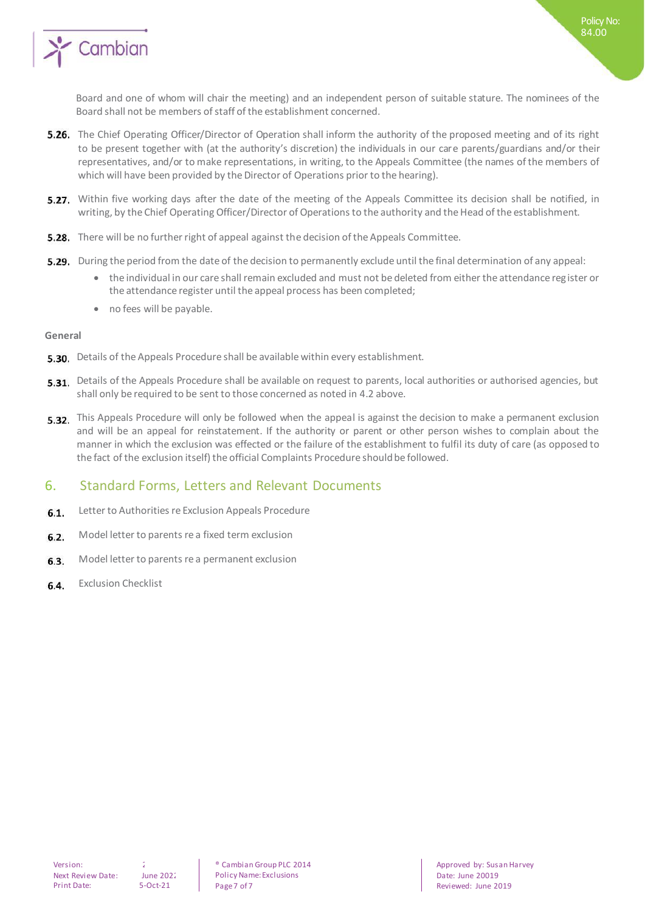Board and one of whom will chair the meeting) and an independent person of suitable stature. The nominees of the Board shall not be members of staff of the establishment concerned.

**5.26.** The Chief Operating Officer/Director of Operation shall inform the authority of the proposed meeting and of its right to be present together with (at the authority's discretion) the individuals in our care parents/guardians and/or their representatives, and/or to make representations, in writing, to the Appeals Committee (the names of the members of which will have been provided by the Director of Operations prior to the hearing).

**5.27.** Within five working days after the date of the meeting of the Appeals Committee its decision shall be notified, in writing, by the Chief Operating Officer/Director of Operations to the authority and the Head of the establishment.

**5.28.** There will be no further right of appeal against the decision of the Appeals Committee.

**5.29.** During the period from the date of the decision to permanently exclude until the final determination of any appeal:

- the individual in our care shall remain excluded and must not be deleted from either the attendance register or the attendance register until the appeal process has been completed;
- no fees will be payable.

**General**

**5.30.** Details of the Appeals Procedure shall be available within every establishment.

**5.31.** Details of the Appeals Procedure shall be available on request to parents, local authorities or authorised agencies, but shall only be required to be sent to those concerned as noted in 4.2 above.

**5.32.** This Appeals Procedure will only be followed when the appeal is against the decision to make a permanent exclusion and will be an appeal for reinstatement. If the authority or parent or other person wishes to complain about the manner in which the exclusion was effected or the failure of the establishment to fulfil its duty of care (as opposed to the fact of the exclusion itself) the official Complaints Procedure should be followed.

## 6. Standard Forms, Letters and Relevant Documents

**6.1.** Letter to Authorities re Exclusion Appeals Procedure

**6.2.** Model letter to parents re a fixed term exclusion

**6.3.** Model letter to parents re a permanent exclusion

**6.4.** Exclusion Checklist